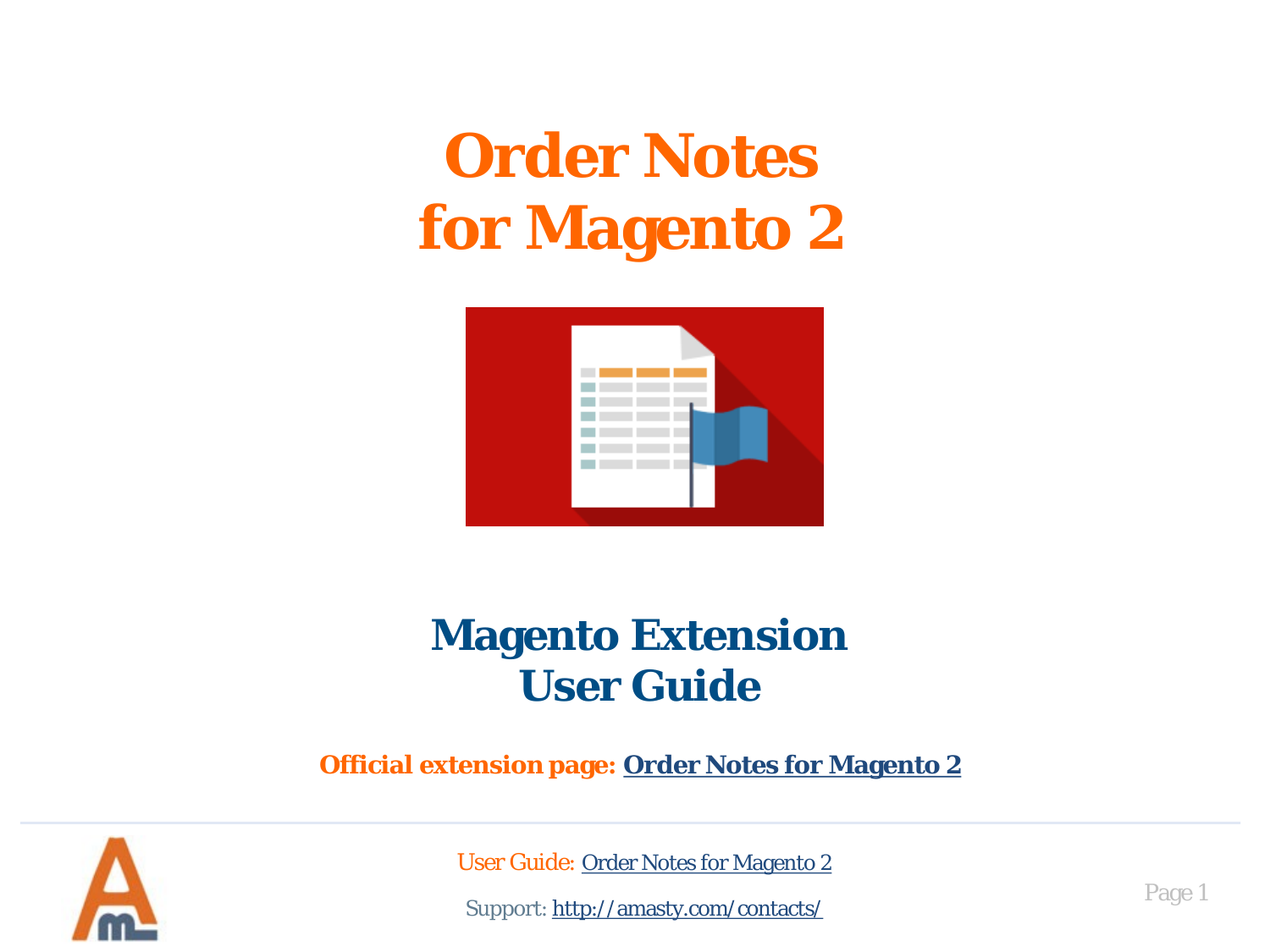# Order Notes for Magento 2

## Magento Extension User Guide

**Official extension page: Order Notes for Magento 2**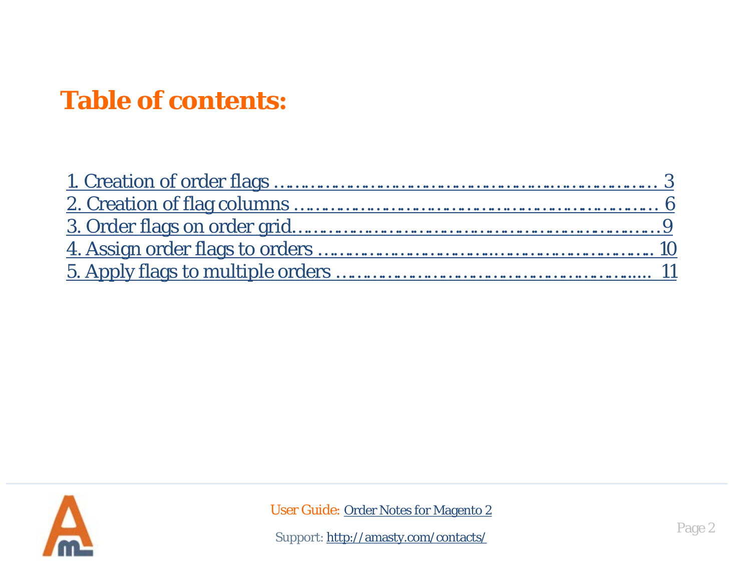# Table of contents:

1. Creation of order flags …………………………………………………………… 3
2. Creation of flag columns ………………………………………………………… 6
3. Order flags on order grid……………………………………………………………9
4. Assign order flags to orders ……………………………………………………… 10
5. Apply flags to multiple orders ……………………………………………….. 11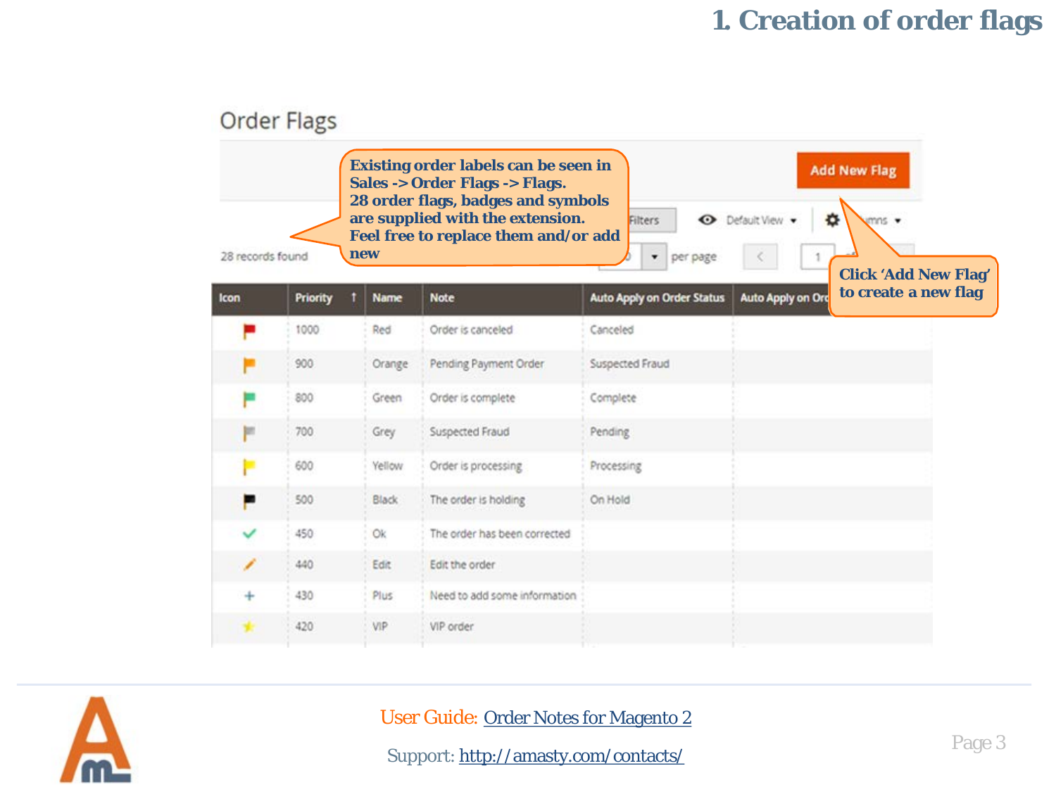# 1. Creation of order flags

Order Flags

Add New Flag

Existing order labels can be seen in Sales -> Order Flags -> Flags. 28 order flags, badges and symbols are supplied with the extension. Feel free to replace them and/or add new

Click 'Add New Flag' to create a new flag

28 records found

| Icon | Priority ↑ | Name | Note | Auto Apply on Order Status | Auto Apply on Ord |
|---|---|---|---|---|---|
| | 1000 | Red | Order is canceled | Canceled | |
| | 900 | Orange | Pending Payment Order | Suspected Fraud | |
| | 800 | Green | Order is complete | Complete | |
| | 700 | Grey | Suspected Fraud | Pending | |
| | 600 | Yellow | Order is processing | Processing | |
| | 500 | Black | The order is holding | On Hold | |
| | 450 | Ok | The order has been corrected | | |
| | 440 | Edit | Edit the order | | |
| | 430 | Plus | Need to add some information | | |
| | 420 | VIP | VIP order | | |

User Guide: Order Notes for Magento 2

Support: http://amasty.com/contacts/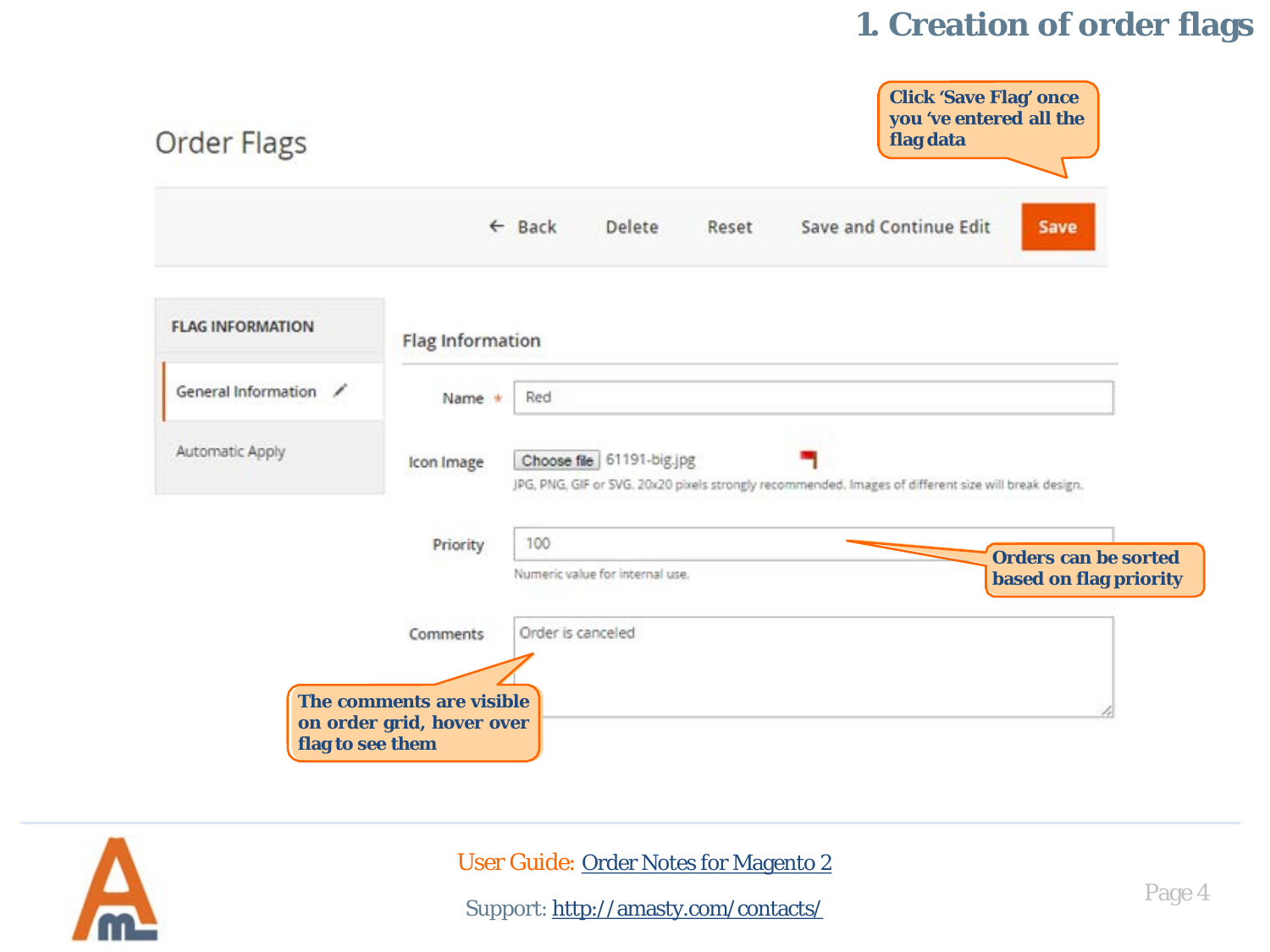# 1. Creation of order flags

Order Flags

← Back | Delete | Reset | Save and Continue Edit | Save

**Click 'Save Flag' once you 've entered all the flag data**

FLAG INFORMATION

- General Information
- Automatic Apply

## Flag Information

Name * Red

Icon Image Choose file 61191-big.jpg

JPG, PNG, GIF or SVG. 20x20 pixels strongly recommended. Images of different size will break design.

Priority 100

Numeric value for internal use.

**Orders can be sorted based on flag priority**

Comments Order is canceled

**The comments are visible on order grid, hover over flag to see them**

User Guide: Order Notes for Magento 2

Support: http://amasty.com/contacts/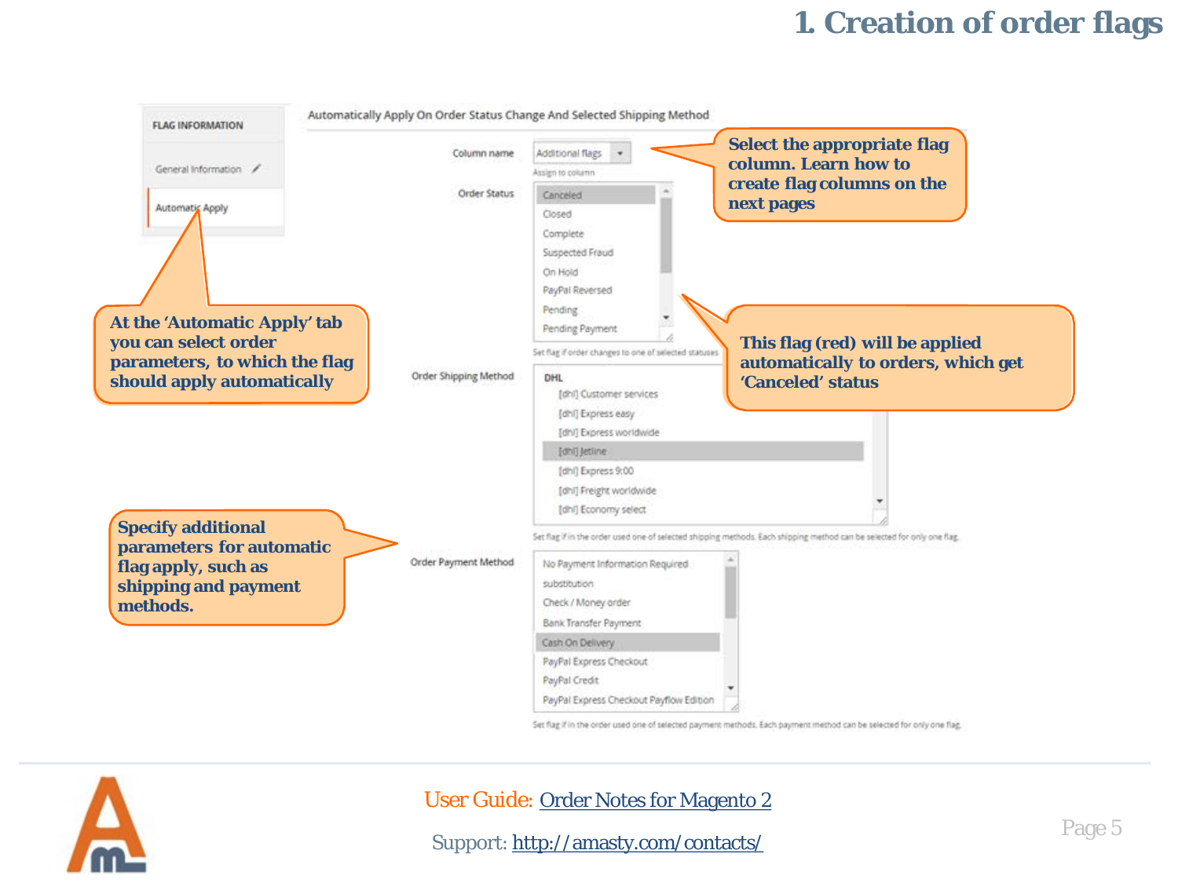# 1. Creation of order flags

FLAG INFORMATION

General Information

Automatic Apply

Automatically Apply On Order Status Change And Selected Shipping Method

Column name: Additional flags

Assign to column

Order Status: Canceled, Closed, Complete, Suspected Fraud, On Hold, PayPal Reversed, Pending, Pending Payment

Set flag if order changes to one of selected statuses

Order Shipping Method: DHL — [dhl] Customer services, [dhl] Express easy, [dhl] Express worldwide, [dhl] Jetline, [dhl] Express 9:00, [dhl] Freight worldwide, [dhl] Economy select

Set flag if in the order used one of selected shipping methods. Each shipping method can be selected for only one flag.

Order Payment Method: No Payment Information Required, substitution, Check / Money order, Bank Transfer Payment, Cash On Delivery, PayPal Express Checkout, PayPal Credit, PayPal Express Checkout Payflow Edition

Set flag if in the order used one of selected payment methods. Each payment method can be selected for only one flag.

**At the 'Automatic Apply' tab you can select order parameters, to which the flag should apply automatically**

**Select the appropriate flag column. Learn how to create flag columns on the next pages**

**This flag (red) will be applied automatically to orders, which get 'Canceled' status**

**Specify additional parameters for automatic flag apply, such as shipping and payment methods.**

User Guide: [Order Notes for Magento 2]

Support: [http://amasty.com/contacts/](http://amasty.com/contacts/)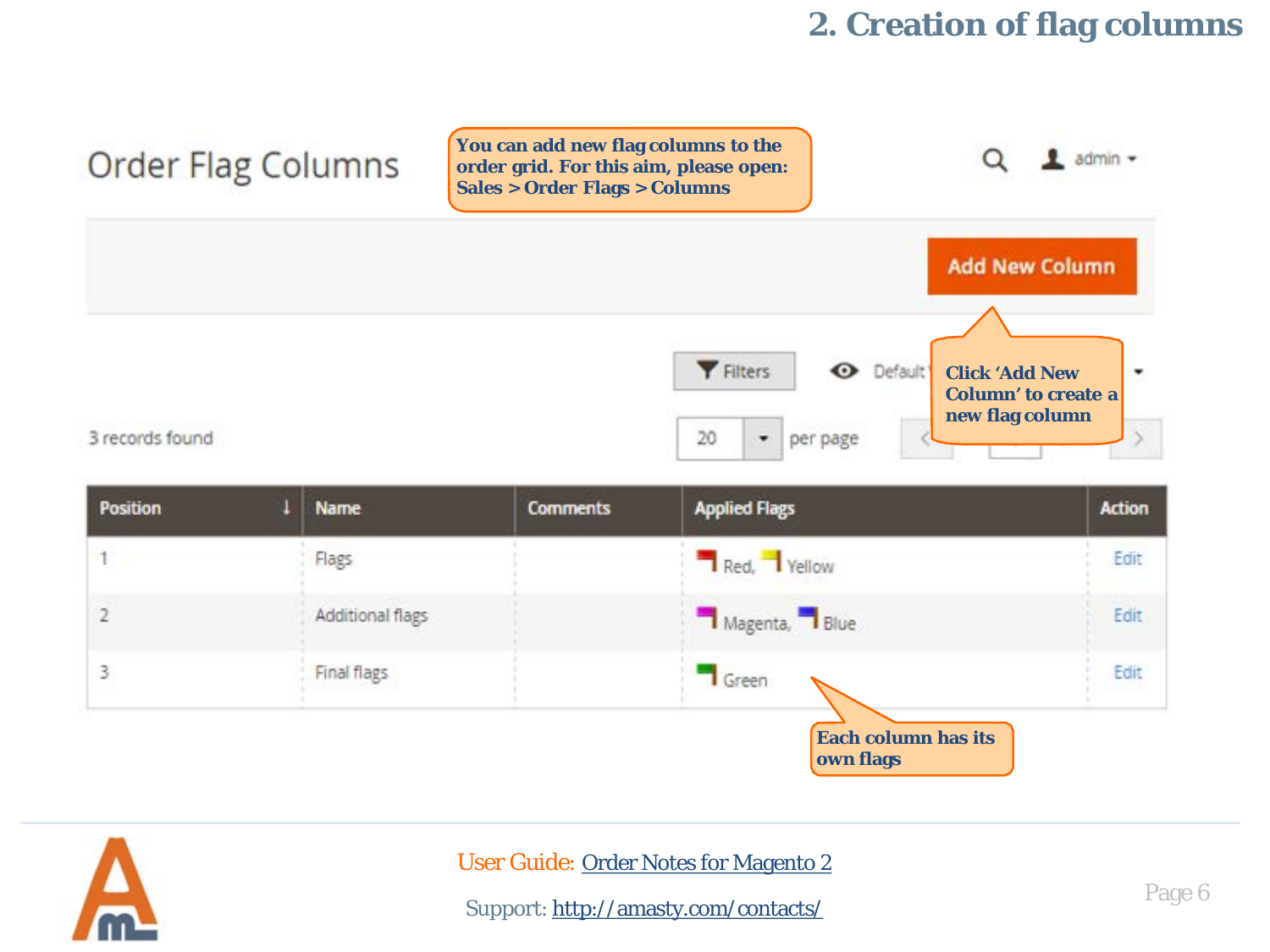## 2. Creation of flag columns

# Order Flag Columns

You can add new flag columns to the order grid. For this aim, please open: **Sales > Order Flags > Columns**

Add New Column

Click 'Add New Column' to create a new flag column

Filters | Default View

3 records found

20 per page

| Position | Name | Comments | Applied Flags | Action |
|---|---|---|---|---|
| 1 | Flags | | Red, Yellow | Edit |
| 2 | Additional flags | | Magenta, Blue | Edit |
| 3 | Final flags | | Green | Edit |

Each column has its own flags

User Guide: Order Notes for Magento 2

Support: http://amasty.com/contacts/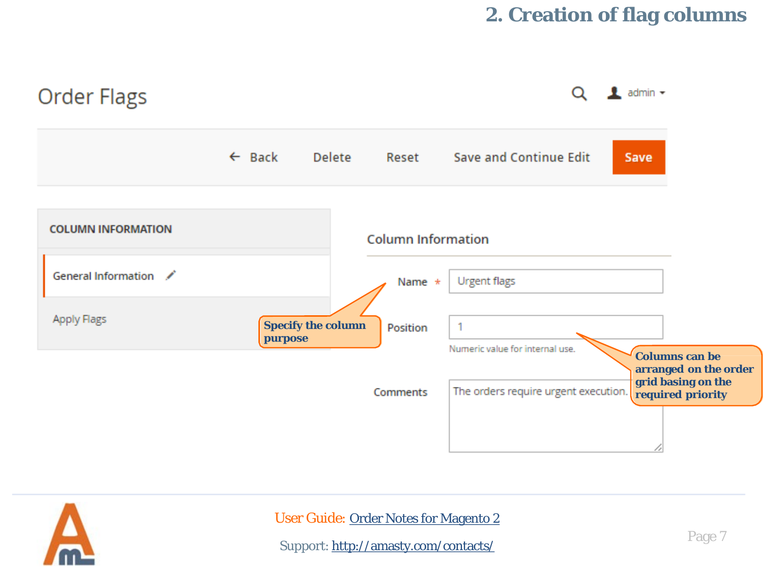## 2. Creation of flag columns

Order Flags

admin

← Back | Delete | Reset | Save and Continue Edit | Save

COLUMN INFORMATION

General Information

Apply Flags

Column Information

Name * Urgent flags

Position 1

Numeric value for internal use.

Comments The orders require urgent execution.

**Specify the column purpose**

**Columns can be arranged on the order grid basing on the required priority**

User Guide: Order Notes for Magento 2

Support: http://amasty.com/contacts/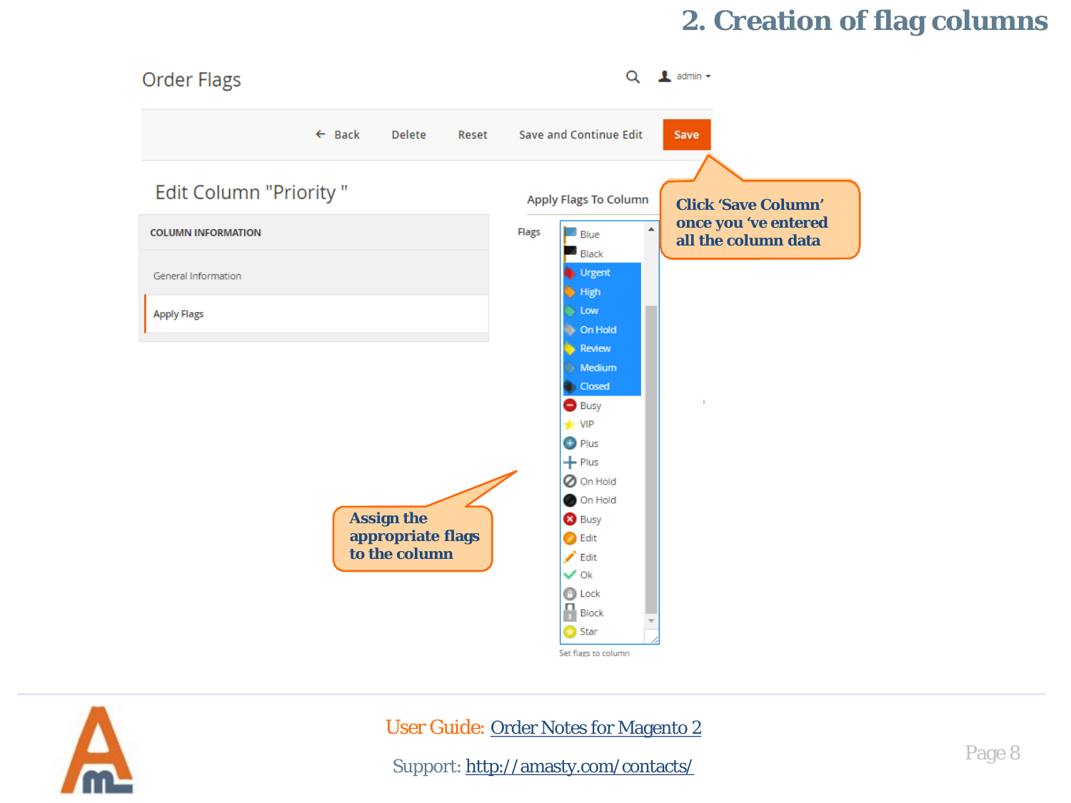## 2. Creation of flag columns

Order Flags

admin

← Back | Delete | Reset | Save and Continue Edit | Save

Edit Column "Priority "

COLUMN INFORMATION

General Information

Apply Flags

Apply Flags To Column

Flags

- Blue
- Black
- Urgent
- High
- Low
- On Hold
- Review
- Medium
- Closed
- Busy
- VIP
- Plus
- Plus
- On Hold
- On Hold
- Busy
- Edit
- Edit
- Ok
- Lock
- Block
- Star

Set flags to column

**Click 'Save Column' once you 've entered all the column data**

**Assign the appropriate flags to the column**

User Guide: Order Notes for Magento 2

Support: http://amasty.com/contacts/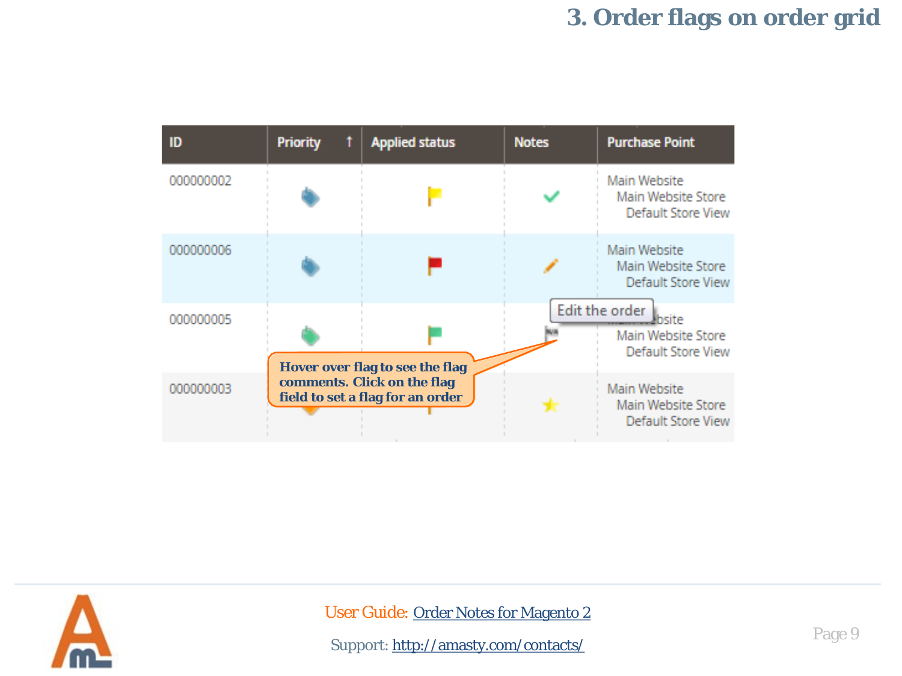# 3. Order flags on order grid

| ID | Priority | Applied status | Notes | Purchase Point |
|---|---|---|---|---|
| 000000002 | | | | Main Website<br>Main Website Store<br>Default Store View |
| 000000006 | | | | Main Website<br>Main Website Store<br>Default Store View |
| 000000005 | | | | Main Website<br>Main Website Store<br>Default Store View |
| 000000003 | | | | Main Website<br>Main Website Store<br>Default Store View |

Edit the order

**Hover over flag to see the flag comments. Click on the flag field to set a flag for an order**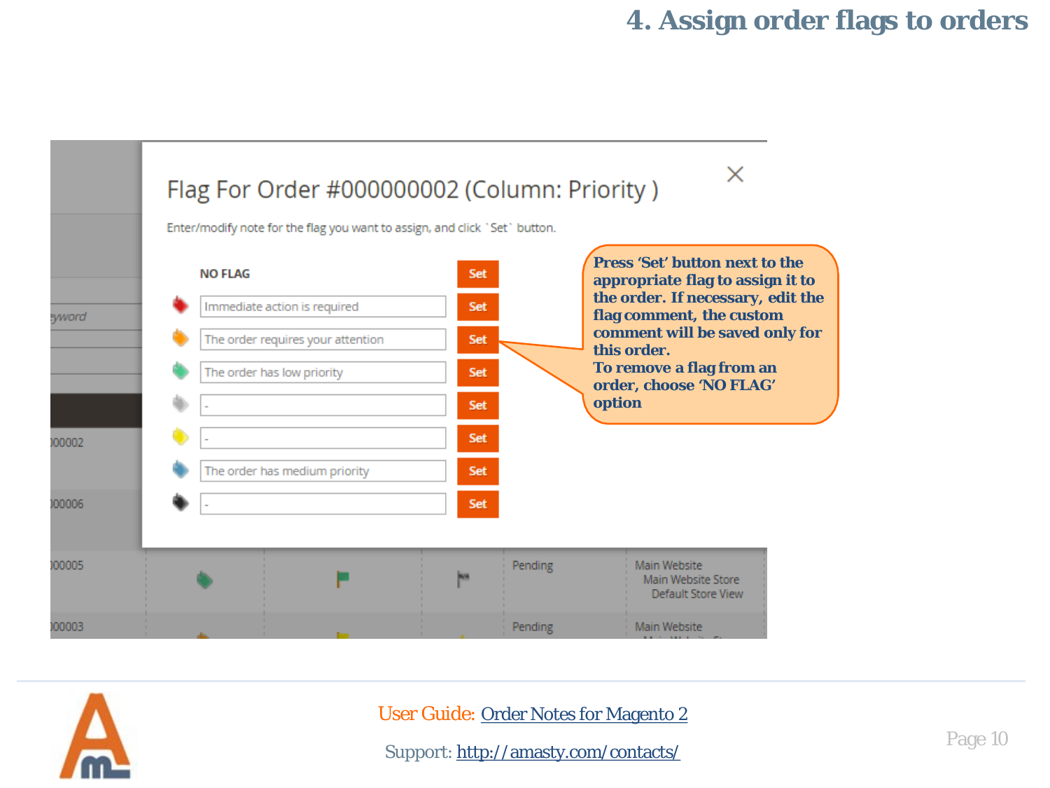# 4. Assign order flags to orders

Press 'Set' button next to the appropriate flag to assign it to the order. If necessary, edit the flag comment, the custom comment will be saved only for this order.
To remove a flag from an order, choose 'NO FLAG' option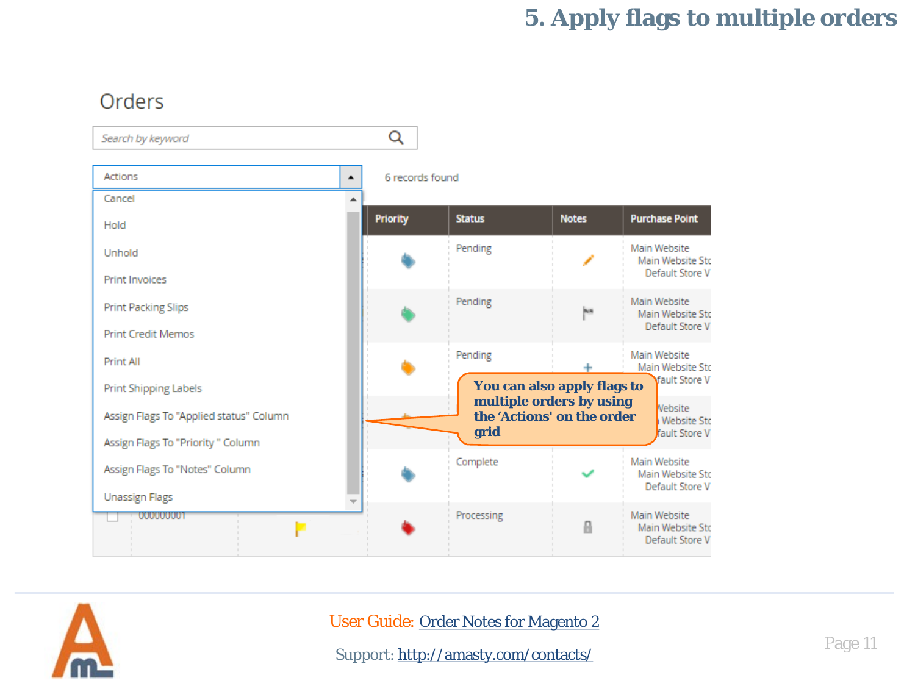# 5. Apply flags to multiple orders

Orders

Search by keyword

Actions

6 records found

- Cancel
- Hold
- Unhold
- Print Invoices
- Print Packing Slips
- Print Credit Memos
- Print All
- Print Shipping Labels
- Assign Flags To "Applied status" Column
- Assign Flags To "Priority " Column
- Assign Flags To "Notes" Column
- Unassign Flags

| Priority | Status | Notes | Purchase Point |
|---|---|---|---|
| | Pending | | Main Website Main Website Sto Default Store V |
| | Pending | | Main Website Main Website Sto Default Store V |
| | Pending | | Main Website Main Website Sto Default Store V |
| | | | Website Website Sto Default Store V |
| | Complete | | Main Website Main Website Sto Default Store V |
| | Processing | | Main Website Main Website Sto Default Store V |

000000001

**You can also apply flags to multiple orders by using the 'Actions' on the order grid**

User Guide: [Order Notes for Magento 2]()

Support: [http://amasty.com/contacts/](http://amasty.com/contacts/)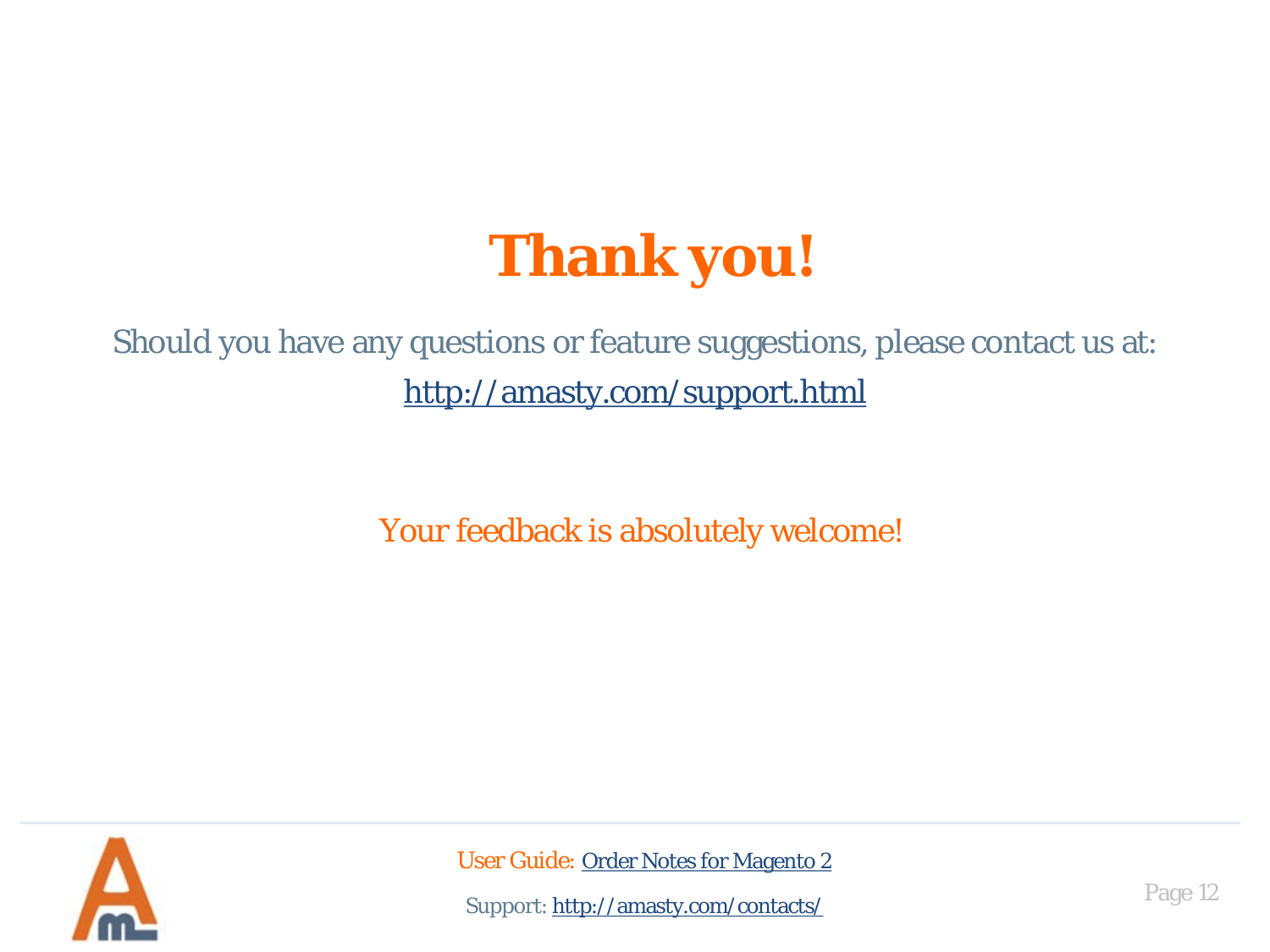# Thank you!

Should you have any questions or feature suggestions, please contact us at:

http://amasty.com/support.html

Your feedback is absolutely welcome!